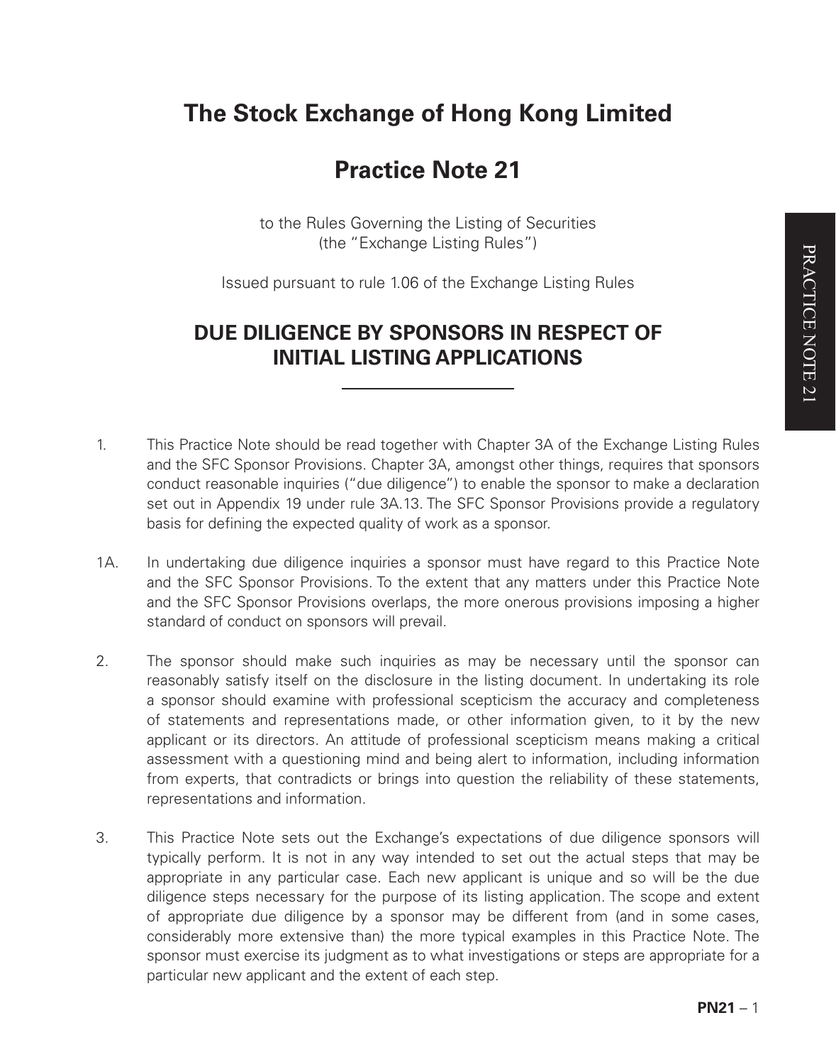# The Stock Exchange of Hong Kong Limited

## Practice Note 21

to the Rules Governing the Listing of Securities
(the "Exchange Listing Rules")

Issued pursuant to rule 1.06 of the Exchange Listing Rules

## DUE DILIGENCE BY SPONSORS IN RESPECT OF INITIAL LISTING APPLICATIONS

1. This Practice Note should be read together with Chapter 3A of the Exchange Listing Rules and the SFC Sponsor Provisions. Chapter 3A, amongst other things, requires that sponsors conduct reasonable inquiries ("due diligence") to enable the sponsor to make a declaration set out in Appendix 19 under rule 3A.13. The SFC Sponsor Provisions provide a regulatory basis for defining the expected quality of work as a sponsor.

1A. In undertaking due diligence inquiries a sponsor must have regard to this Practice Note and the SFC Sponsor Provisions. To the extent that any matters under this Practice Note and the SFC Sponsor Provisions overlaps, the more onerous provisions imposing a higher standard of conduct on sponsors will prevail.

2. The sponsor should make such inquiries as may be necessary until the sponsor can reasonably satisfy itself on the disclosure in the listing document. In undertaking its role a sponsor should examine with professional scepticism the accuracy and completeness of statements and representations made, or other information given, to it by the new applicant or its directors. An attitude of professional scepticism means making a critical assessment with a questioning mind and being alert to information, including information from experts, that contradicts or brings into question the reliability of these statements, representations and information.

3. This Practice Note sets out the Exchange's expectations of due diligence sponsors will typically perform. It is not in any way intended to set out the actual steps that may be appropriate in any particular case. Each new applicant is unique and so will be the due diligence steps necessary for the purpose of its listing application. The scope and extent of appropriate due diligence by a sponsor may be different from (and in some cases, considerably more extensive than) the more typical examples in this Practice Note. The sponsor must exercise its judgment as to what investigations or steps are appropriate for a particular new applicant and the extent of each step.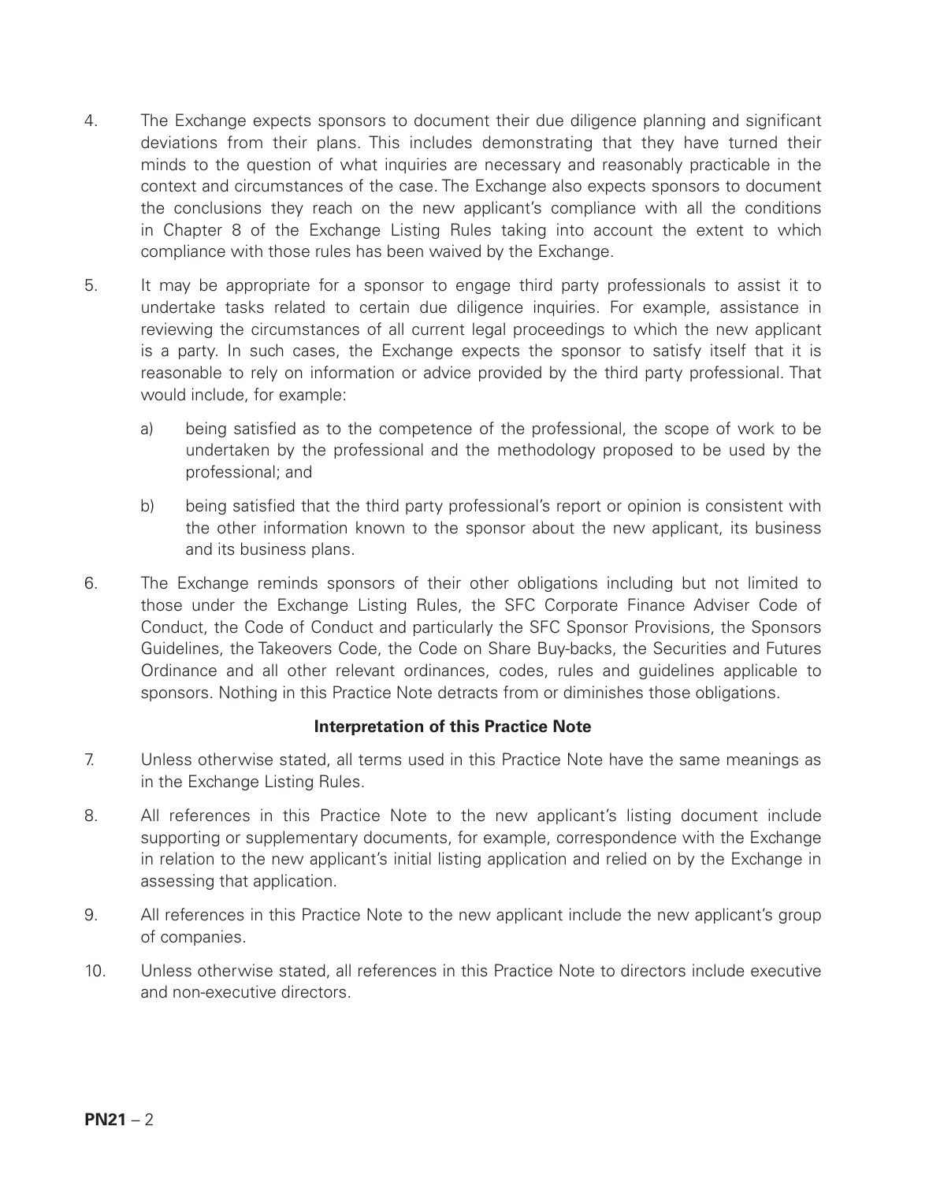4. The Exchange expects sponsors to document their due diligence planning and significant deviations from their plans. This includes demonstrating that they have turned their minds to the question of what inquiries are necessary and reasonably practicable in the context and circumstances of the case. The Exchange also expects sponsors to document the conclusions they reach on the new applicant's compliance with all the conditions in Chapter 8 of the Exchange Listing Rules taking into account the extent to which compliance with those rules has been waived by the Exchange.

5. It may be appropriate for a sponsor to engage third party professionals to assist it to undertake tasks related to certain due diligence inquiries. For example, assistance in reviewing the circumstances of all current legal proceedings to which the new applicant is a party. In such cases, the Exchange expects the sponsor to satisfy itself that it is reasonable to rely on information or advice provided by the third party professional. That would include, for example:

   a) being satisfied as to the competence of the professional, the scope of work to be undertaken by the professional and the methodology proposed to be used by the professional; and

   b) being satisfied that the third party professional's report or opinion is consistent with the other information known to the sponsor about the new applicant, its business and its business plans.

6. The Exchange reminds sponsors of their other obligations including but not limited to those under the Exchange Listing Rules, the SFC Corporate Finance Adviser Code of Conduct, the Code of Conduct and particularly the SFC Sponsor Provisions, the Sponsors Guidelines, the Takeovers Code, the Code on Share Buy-backs, the Securities and Futures Ordinance and all other relevant ordinances, codes, rules and guidelines applicable to sponsors. Nothing in this Practice Note detracts from or diminishes those obligations.

**Interpretation of this Practice Note**

7. Unless otherwise stated, all terms used in this Practice Note have the same meanings as in the Exchange Listing Rules.

8. All references in this Practice Note to the new applicant's listing document include supporting or supplementary documents, for example, correspondence with the Exchange in relation to the new applicant's initial listing application and relied on by the Exchange in assessing that application.

9. All references in this Practice Note to the new applicant include the new applicant's group of companies.

10. Unless otherwise stated, all references in this Practice Note to directors include executive and non-executive directors.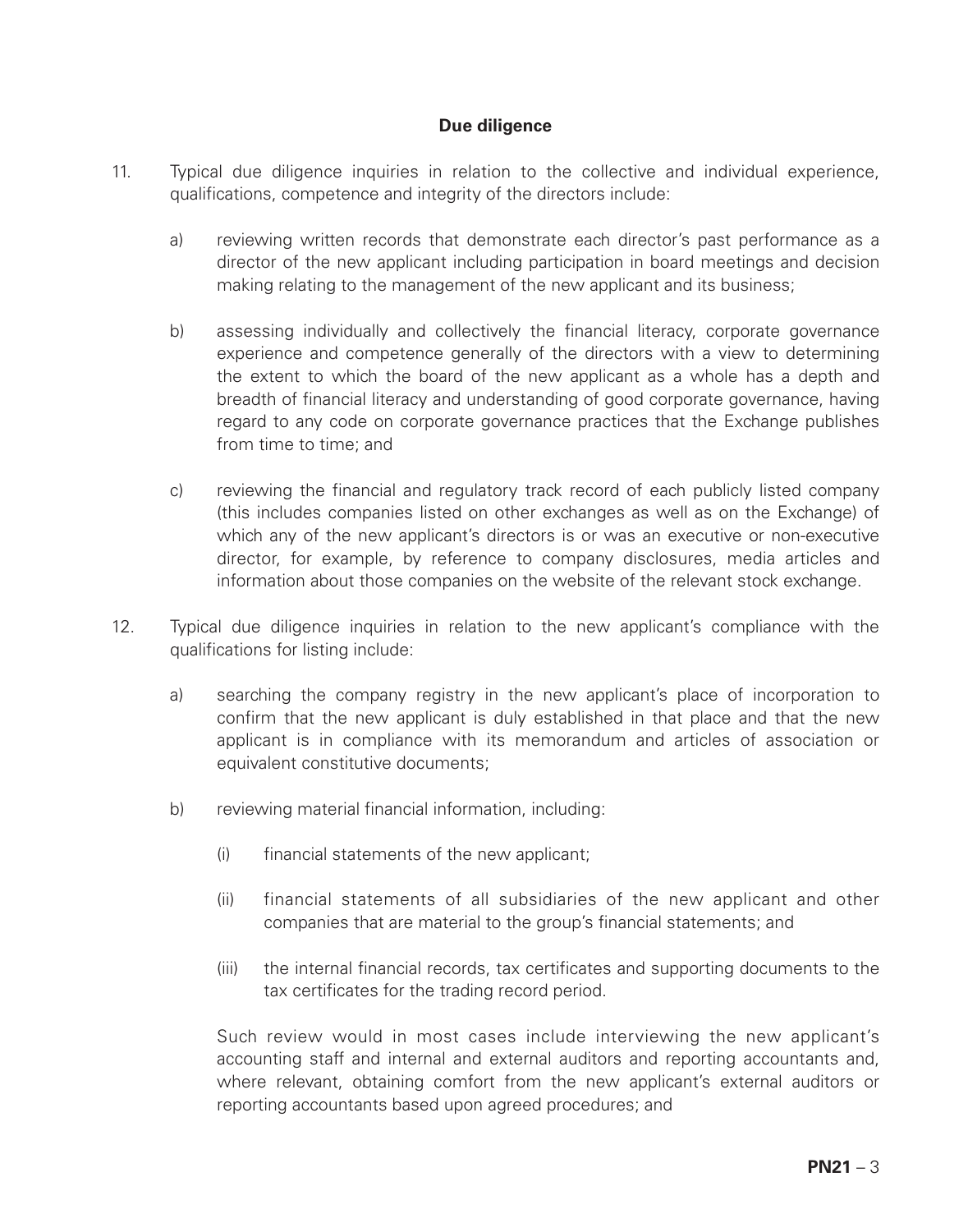## Due diligence

11. Typical due diligence inquiries in relation to the collective and individual experience, qualifications, competence and integrity of the directors include:

    a) reviewing written records that demonstrate each director's past performance as a director of the new applicant including participation in board meetings and decision making relating to the management of the new applicant and its business;

    b) assessing individually and collectively the financial literacy, corporate governance experience and competence generally of the directors with a view to determining the extent to which the board of the new applicant as a whole has a depth and breadth of financial literacy and understanding of good corporate governance, having regard to any code on corporate governance practices that the Exchange publishes from time to time; and

    c) reviewing the financial and regulatory track record of each publicly listed company (this includes companies listed on other exchanges as well as on the Exchange) of which any of the new applicant's directors is or was an executive or non-executive director, for example, by reference to company disclosures, media articles and information about those companies on the website of the relevant stock exchange.

12. Typical due diligence inquiries in relation to the new applicant's compliance with the qualifications for listing include:

    a) searching the company registry in the new applicant's place of incorporation to confirm that the new applicant is duly established in that place and that the new applicant is in compliance with its memorandum and articles of association or equivalent constitutive documents;

    b) reviewing material financial information, including:

        (i) financial statements of the new applicant;

        (ii) financial statements of all subsidiaries of the new applicant and other companies that are material to the group's financial statements; and

        (iii) the internal financial records, tax certificates and supporting documents to the tax certificates for the trading record period.

    Such review would in most cases include interviewing the new applicant's accounting staff and internal and external auditors and reporting accountants and, where relevant, obtaining comfort from the new applicant's external auditors or reporting accountants based upon agreed procedures; and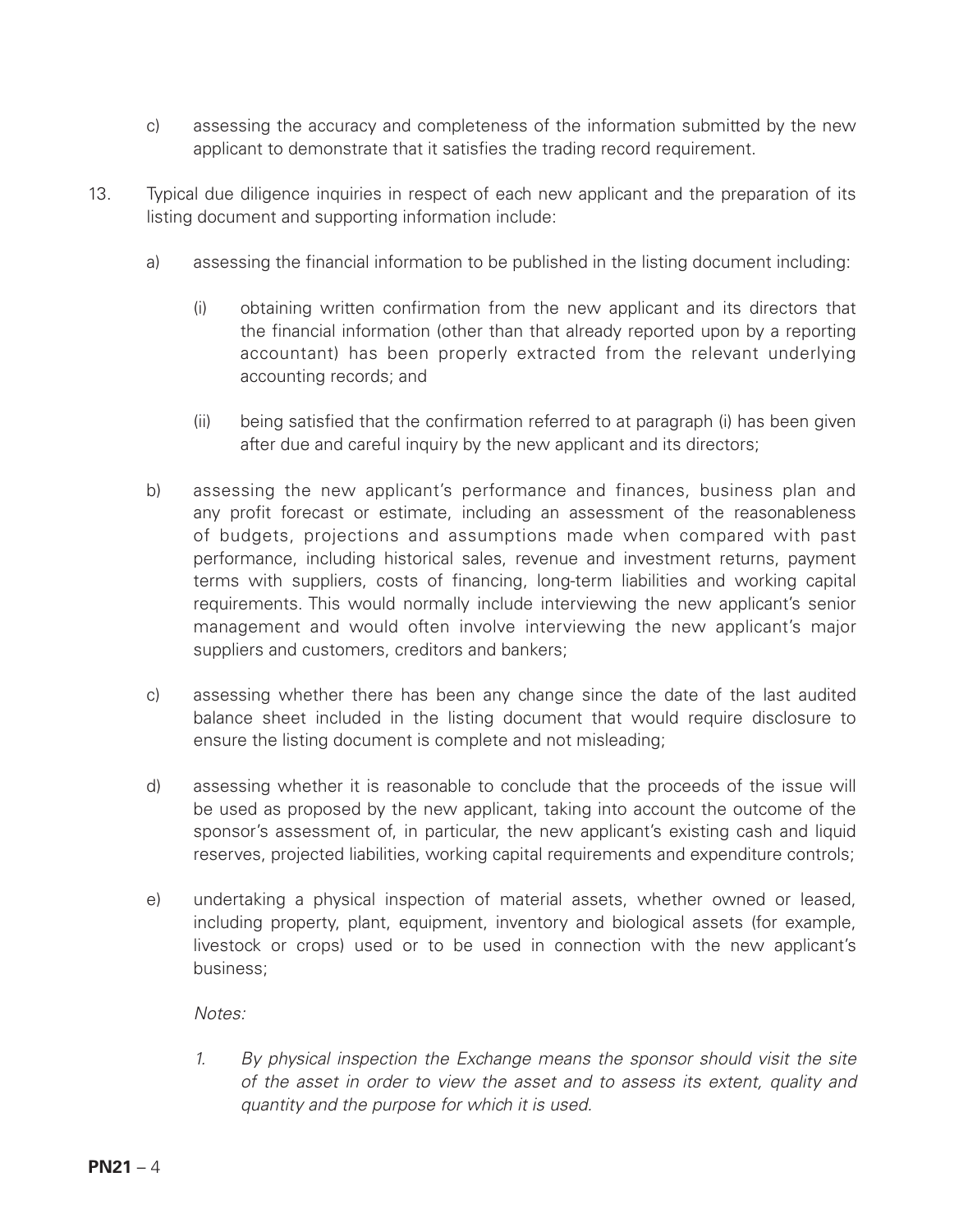c) assessing the accuracy and completeness of the information submitted by the new applicant to demonstrate that it satisfies the trading record requirement.

13. Typical due diligence inquiries in respect of each new applicant and the preparation of its listing document and supporting information include:

    a) assessing the financial information to be published in the listing document including:

        (i) obtaining written confirmation from the new applicant and its directors that the financial information (other than that already reported upon by a reporting accountant) has been properly extracted from the relevant underlying accounting records; and

        (ii) being satisfied that the confirmation referred to at paragraph (i) has been given after due and careful inquiry by the new applicant and its directors;

    b) assessing the new applicant's performance and finances, business plan and any profit forecast or estimate, including an assessment of the reasonableness of budgets, projections and assumptions made when compared with past performance, including historical sales, revenue and investment returns, payment terms with suppliers, costs of financing, long-term liabilities and working capital requirements. This would normally include interviewing the new applicant's senior management and would often involve interviewing the new applicant's major suppliers and customers, creditors and bankers;

    c) assessing whether there has been any change since the date of the last audited balance sheet included in the listing document that would require disclosure to ensure the listing document is complete and not misleading;

    d) assessing whether it is reasonable to conclude that the proceeds of the issue will be used as proposed by the new applicant, taking into account the outcome of the sponsor's assessment of, in particular, the new applicant's existing cash and liquid reserves, projected liabilities, working capital requirements and expenditure controls;

    e) undertaking a physical inspection of material assets, whether owned or leased, including property, plant, equipment, inventory and biological assets (for example, livestock or crops) used or to be used in connection with the new applicant's business;

        *Notes:*

        *1. By physical inspection the Exchange means the sponsor should visit the site of the asset in order to view the asset and to assess its extent, quality and quantity and the purpose for which it is used.*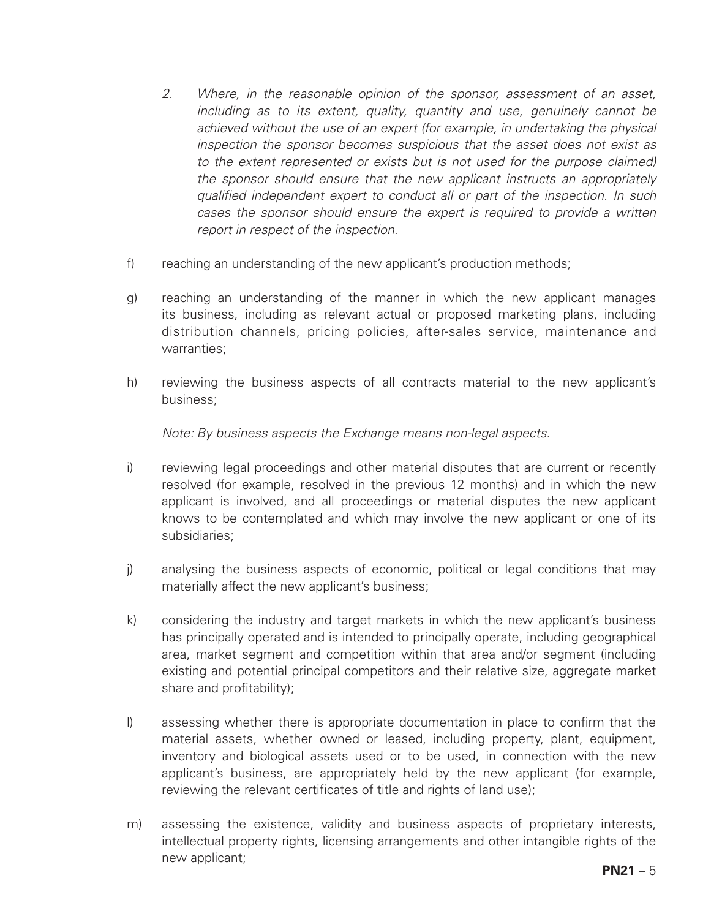*2. Where, in the reasonable opinion of the sponsor, assessment of an asset, including as to its extent, quality, quantity and use, genuinely cannot be achieved without the use of an expert (for example, in undertaking the physical inspection the sponsor becomes suspicious that the asset does not exist as to the extent represented or exists but is not used for the purpose claimed) the sponsor should ensure that the new applicant instructs an appropriately qualified independent expert to conduct all or part of the inspection. In such cases the sponsor should ensure the expert is required to provide a written report in respect of the inspection.*

f) reaching an understanding of the new applicant's production methods;

g) reaching an understanding of the manner in which the new applicant manages its business, including as relevant actual or proposed marketing plans, including distribution channels, pricing policies, after-sales service, maintenance and warranties;

h) reviewing the business aspects of all contracts material to the new applicant's business;

*Note: By business aspects the Exchange means non-legal aspects.*

i) reviewing legal proceedings and other material disputes that are current or recently resolved (for example, resolved in the previous 12 months) and in which the new applicant is involved, and all proceedings or material disputes the new applicant knows to be contemplated and which may involve the new applicant or one of its subsidiaries;

j) analysing the business aspects of economic, political or legal conditions that may materially affect the new applicant's business;

k) considering the industry and target markets in which the new applicant's business has principally operated and is intended to principally operate, including geographical area, market segment and competition within that area and/or segment (including existing and potential principal competitors and their relative size, aggregate market share and profitability);

l) assessing whether there is appropriate documentation in place to confirm that the material assets, whether owned or leased, including property, plant, equipment, inventory and biological assets used or to be used, in connection with the new applicant's business, are appropriately held by the new applicant (for example, reviewing the relevant certificates of title and rights of land use);

m) assessing the existence, validity and business aspects of proprietary interests, intellectual property rights, licensing arrangements and other intangible rights of the new applicant;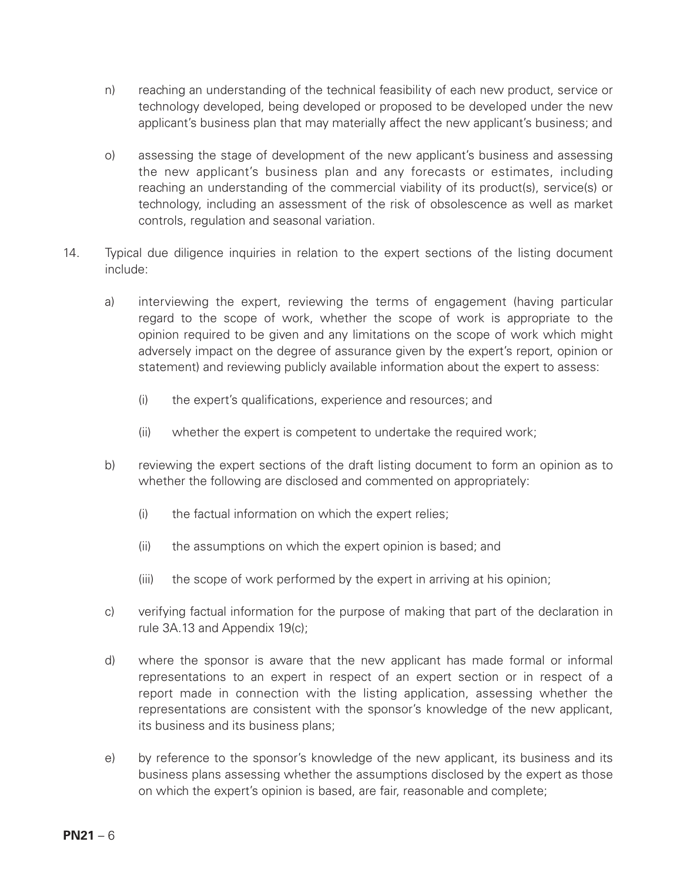n) reaching an understanding of the technical feasibility of each new product, service or technology developed, being developed or proposed to be developed under the new applicant's business plan that may materially affect the new applicant's business; and

o) assessing the stage of development of the new applicant's business and assessing the new applicant's business plan and any forecasts or estimates, including reaching an understanding of the commercial viability of its product(s), service(s) or technology, including an assessment of the risk of obsolescence as well as market controls, regulation and seasonal variation.

14. Typical due diligence inquiries in relation to the expert sections of the listing document include:

a) interviewing the expert, reviewing the terms of engagement (having particular regard to the scope of work, whether the scope of work is appropriate to the opinion required to be given and any limitations on the scope of work which might adversely impact on the degree of assurance given by the expert's report, opinion or statement) and reviewing publicly available information about the expert to assess:

   (i) the expert's qualifications, experience and resources; and

   (ii) whether the expert is competent to undertake the required work;

b) reviewing the expert sections of the draft listing document to form an opinion as to whether the following are disclosed and commented on appropriately:

   (i) the factual information on which the expert relies;

   (ii) the assumptions on which the expert opinion is based; and

   (iii) the scope of work performed by the expert in arriving at his opinion;

c) verifying factual information for the purpose of making that part of the declaration in rule 3A.13 and Appendix 19(c);

d) where the sponsor is aware that the new applicant has made formal or informal representations to an expert in respect of an expert section or in respect of a report made in connection with the listing application, assessing whether the representations are consistent with the sponsor's knowledge of the new applicant, its business and its business plans;

e) by reference to the sponsor's knowledge of the new applicant, its business and its business plans assessing whether the assumptions disclosed by the expert as those on which the expert's opinion is based, are fair, reasonable and complete;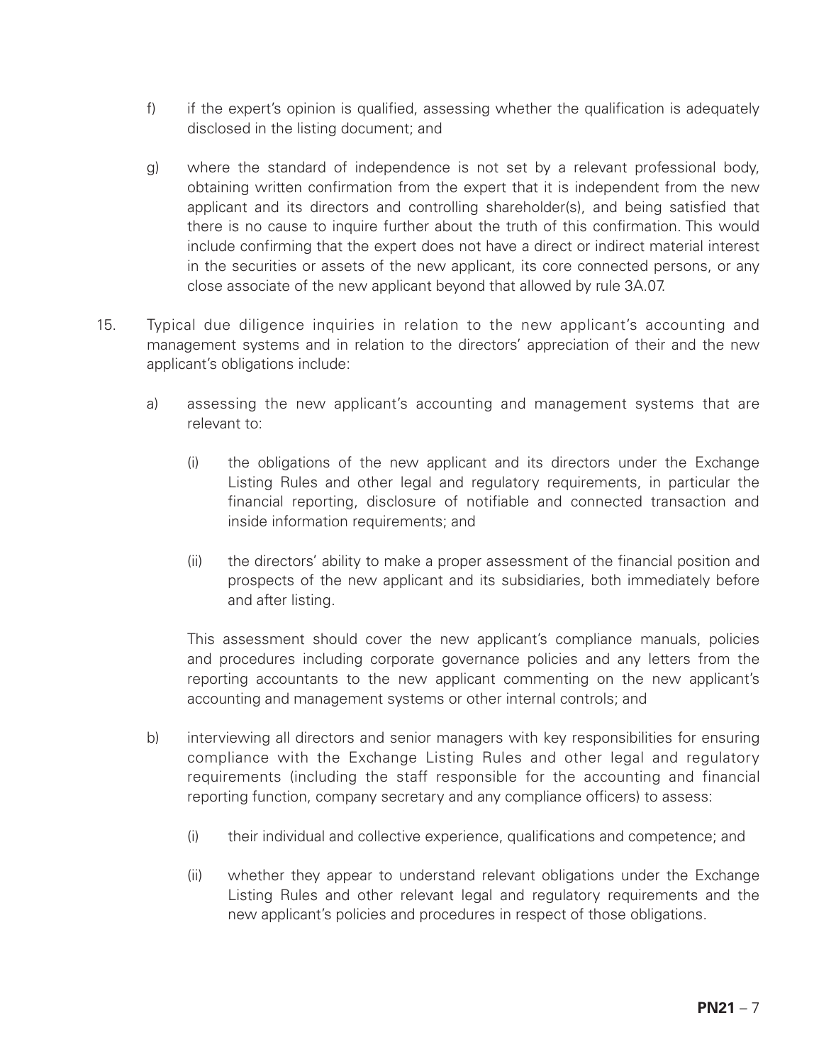f) if the expert's opinion is qualified, assessing whether the qualification is adequately disclosed in the listing document; and

g) where the standard of independence is not set by a relevant professional body, obtaining written confirmation from the expert that it is independent from the new applicant and its directors and controlling shareholder(s), and being satisfied that there is no cause to inquire further about the truth of this confirmation. This would include confirming that the expert does not have a direct or indirect material interest in the securities or assets of the new applicant, its core connected persons, or any close associate of the new applicant beyond that allowed by rule 3A.07.

15. Typical due diligence inquiries in relation to the new applicant's accounting and management systems and in relation to the directors' appreciation of their and the new applicant's obligations include:

a) assessing the new applicant's accounting and management systems that are relevant to:

(i) the obligations of the new applicant and its directors under the Exchange Listing Rules and other legal and regulatory requirements, in particular the financial reporting, disclosure of notifiable and connected transaction and inside information requirements; and

(ii) the directors' ability to make a proper assessment of the financial position and prospects of the new applicant and its subsidiaries, both immediately before and after listing.

This assessment should cover the new applicant's compliance manuals, policies and procedures including corporate governance policies and any letters from the reporting accountants to the new applicant commenting on the new applicant's accounting and management systems or other internal controls; and

b) interviewing all directors and senior managers with key responsibilities for ensuring compliance with the Exchange Listing Rules and other legal and regulatory requirements (including the staff responsible for the accounting and financial reporting function, company secretary and any compliance officers) to assess:

(i) their individual and collective experience, qualifications and competence; and

(ii) whether they appear to understand relevant obligations under the Exchange Listing Rules and other relevant legal and regulatory requirements and the new applicant's policies and procedures in respect of those obligations.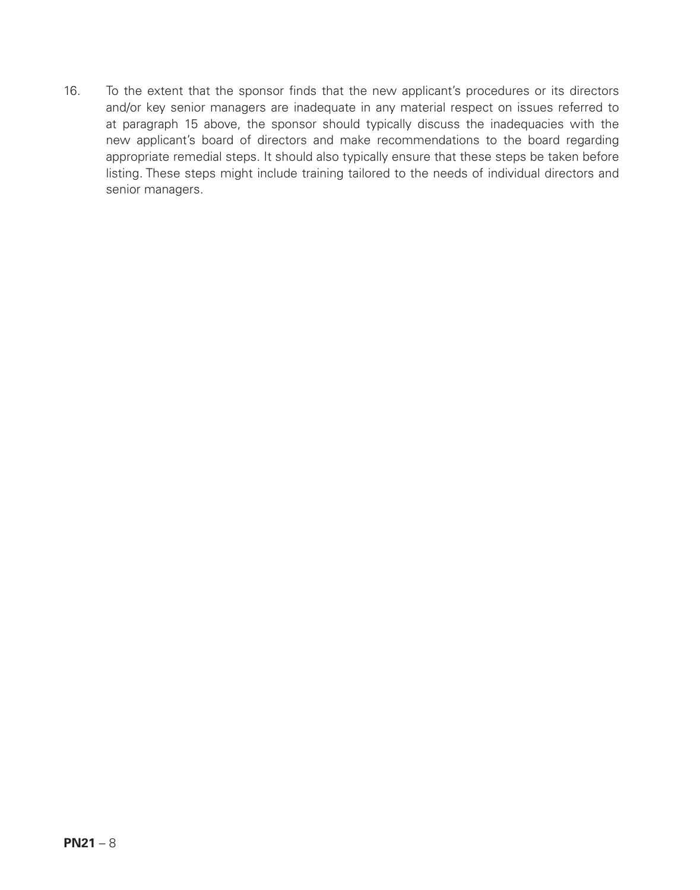16. To the extent that the sponsor finds that the new applicant's procedures or its directors and/or key senior managers are inadequate in any material respect on issues referred to at paragraph 15 above, the sponsor should typically discuss the inadequacies with the new applicant's board of directors and make recommendations to the board regarding appropriate remedial steps. It should also typically ensure that these steps be taken before listing. These steps might include training tailored to the needs of individual directors and senior managers.